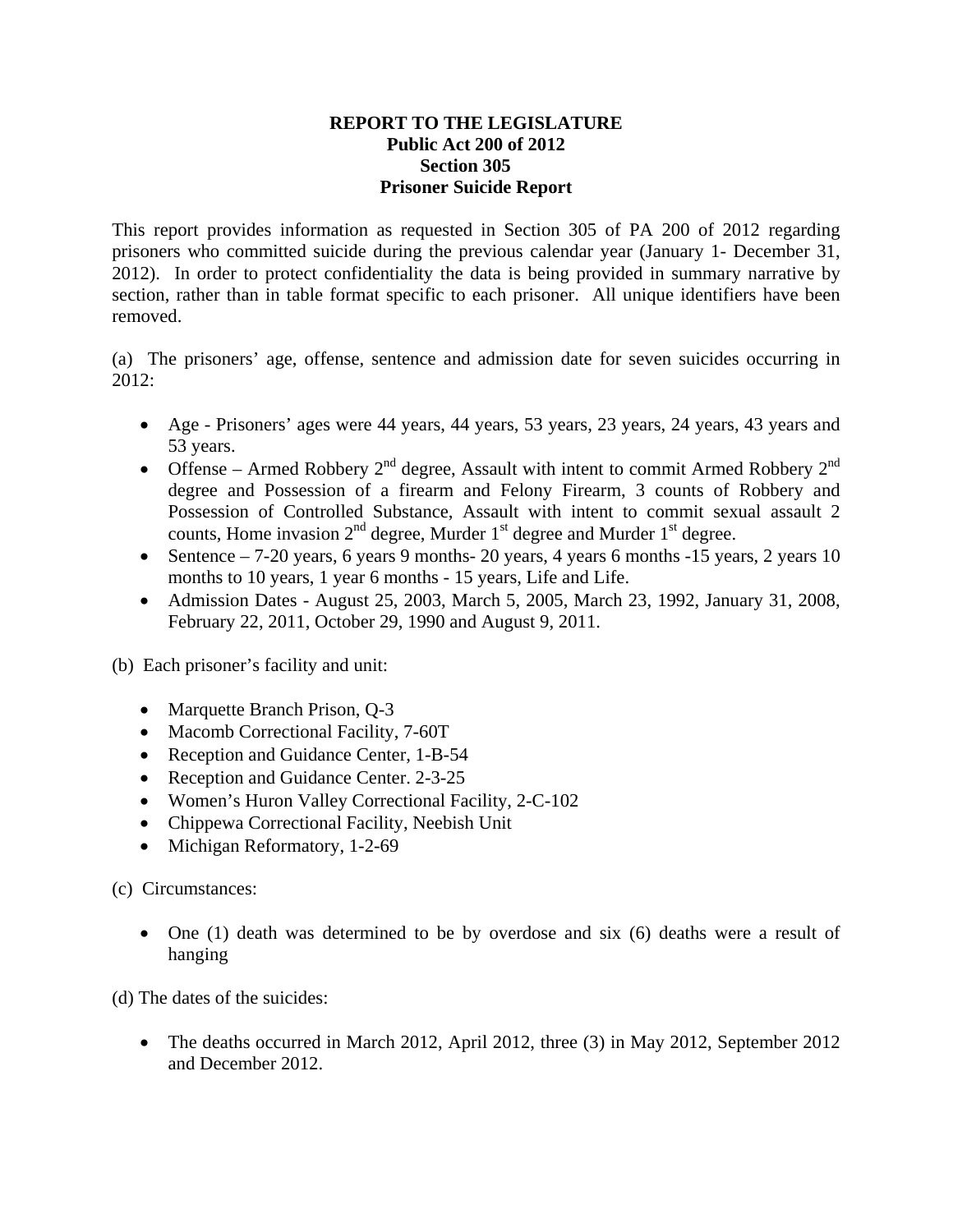# REPORT TO THE LEGISLATURE
## Public Act 200 of 2012
## Section 305
## Prisoner Suicide Report

This report provides information as requested in Section 305 of PA 200 of 2012 regarding prisoners who committed suicide during the previous calendar year (January 1- December 31, 2012). In order to protect confidentiality the data is being provided in summary narrative by section, rather than in table format specific to each prisoner. All unique identifiers have been removed.

(a) The prisoners' age, offense, sentence and admission date for seven suicides occurring in 2012:

- Age - Prisoners' ages were 44 years, 44 years, 53 years, 23 years, 24 years, 43 years and 53 years.
- Offense – Armed Robbery 2nd degree, Assault with intent to commit Armed Robbery 2nd degree and Possession of a firearm and Felony Firearm, 3 counts of Robbery and Possession of Controlled Substance, Assault with intent to commit sexual assault 2 counts, Home invasion 2nd degree, Murder 1st degree and Murder 1st degree.
- Sentence – 7-20 years, 6 years 9 months- 20 years, 4 years 6 months -15 years, 2 years 10 months to 10 years, 1 year 6 months - 15 years, Life and Life.
- Admission Dates - August 25, 2003, March 5, 2005, March 23, 1992, January 31, 2008, February 22, 2011, October 29, 1990 and August 9, 2011.

(b) Each prisoner's facility and unit:

- Marquette Branch Prison, Q-3
- Macomb Correctional Facility, 7-60T
- Reception and Guidance Center, 1-B-54
- Reception and Guidance Center. 2-3-25
- Women's Huron Valley Correctional Facility, 2-C-102
- Chippewa Correctional Facility, Neebish Unit
- Michigan Reformatory, 1-2-69

(c) Circumstances:

- One (1) death was determined to be by overdose and six (6) deaths were a result of hanging

(d) The dates of the suicides:

- The deaths occurred in March 2012, April 2012, three (3) in May 2012, September 2012 and December 2012.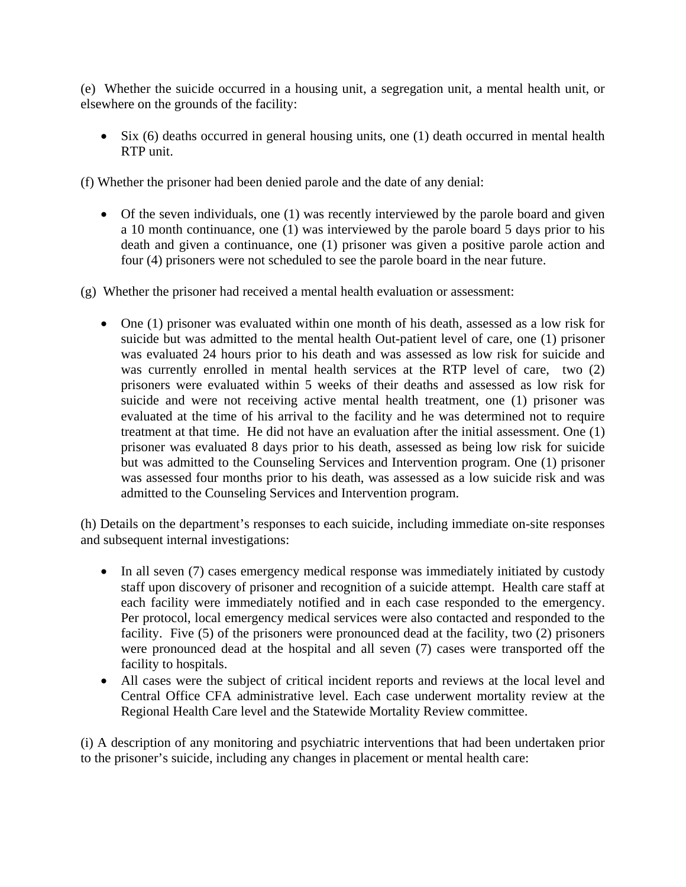(e) Whether the suicide occurred in a housing unit, a segregation unit, a mental health unit, or elsewhere on the grounds of the facility:

- Six (6) deaths occurred in general housing units, one (1) death occurred in mental health RTP unit.

(f) Whether the prisoner had been denied parole and the date of any denial:

- Of the seven individuals, one (1) was recently interviewed by the parole board and given a 10 month continuance, one (1) was interviewed by the parole board 5 days prior to his death and given a continuance, one (1) prisoner was given a positive parole action and four (4) prisoners were not scheduled to see the parole board in the near future.

(g) Whether the prisoner had received a mental health evaluation or assessment:

- One (1) prisoner was evaluated within one month of his death, assessed as a low risk for suicide but was admitted to the mental health Out-patient level of care, one (1) prisoner was evaluated 24 hours prior to his death and was assessed as low risk for suicide and was currently enrolled in mental health services at the RTP level of care, two (2) prisoners were evaluated within 5 weeks of their deaths and assessed as low risk for suicide and were not receiving active mental health treatment, one (1) prisoner was evaluated at the time of his arrival to the facility and he was determined not to require treatment at that time. He did not have an evaluation after the initial assessment. One (1) prisoner was evaluated 8 days prior to his death, assessed as being low risk for suicide but was admitted to the Counseling Services and Intervention program. One (1) prisoner was assessed four months prior to his death, was assessed as a low suicide risk and was admitted to the Counseling Services and Intervention program.

(h) Details on the department's responses to each suicide, including immediate on-site responses and subsequent internal investigations:

- In all seven (7) cases emergency medical response was immediately initiated by custody staff upon discovery of prisoner and recognition of a suicide attempt. Health care staff at each facility were immediately notified and in each case responded to the emergency. Per protocol, local emergency medical services were also contacted and responded to the facility. Five (5) of the prisoners were pronounced dead at the facility, two (2) prisoners were pronounced dead at the hospital and all seven (7) cases were transported off the facility to hospitals.
- All cases were the subject of critical incident reports and reviews at the local level and Central Office CFA administrative level. Each case underwent mortality review at the Regional Health Care level and the Statewide Mortality Review committee.

(i) A description of any monitoring and psychiatric interventions that had been undertaken prior to the prisoner's suicide, including any changes in placement or mental health care: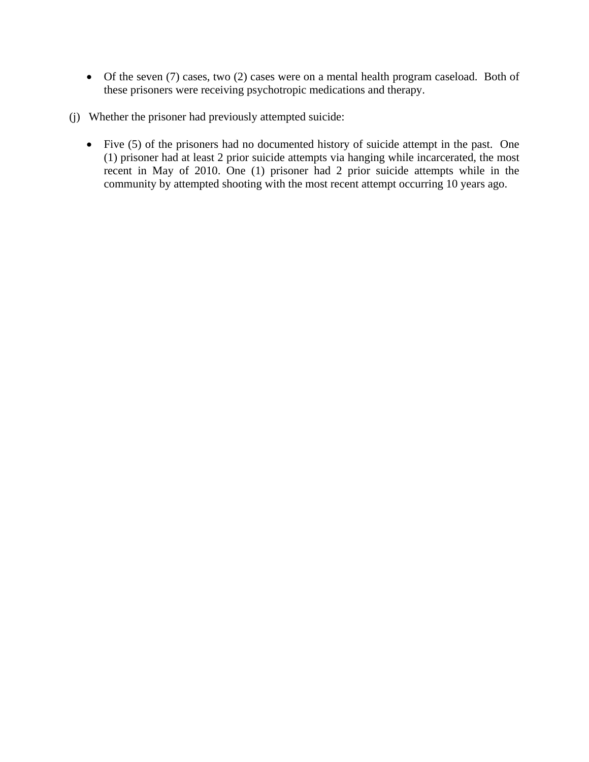- Of the seven (7) cases, two (2) cases were on a mental health program caseload. Both of these prisoners were receiving psychotropic medications and therapy.

(j) Whether the prisoner had previously attempted suicide:

- Five (5) of the prisoners had no documented history of suicide attempt in the past. One (1) prisoner had at least 2 prior suicide attempts via hanging while incarcerated, the most recent in May of 2010. One (1) prisoner had 2 prior suicide attempts while in the community by attempted shooting with the most recent attempt occurring 10 years ago.